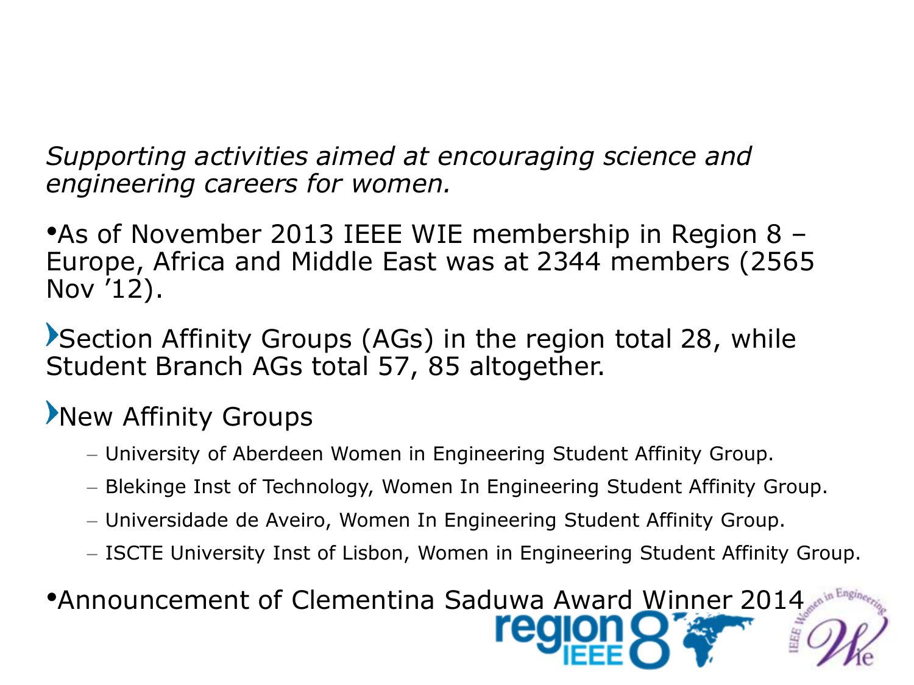*Supporting activities aimed at encouraging science and engineering careers for women.*

- As of November 2013 IEEE WIE membership in Region 8 – Europe, Africa and Middle East was at 2344 members (2565 Nov '12).

- Section Affinity Groups (AGs) in the region total 28, while Student Branch AGs total 57, 85 altogether.

- New Affinity Groups
  - University of Aberdeen Women in Engineering Student Affinity Group.
  - Blekinge Inst of Technology, Women In Engineering Student Affinity Group.
  - Universidade de Aveiro, Women In Engineering Student Affinity Group.
  - ISCTE University Inst of Lisbon, Women in Engineering Student Affinity Group.

- Announcement of Clementina Saduwa Award Winner 2014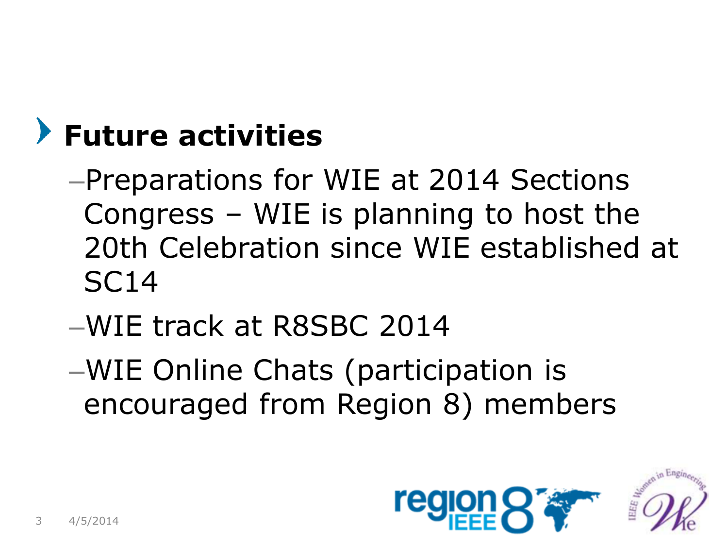## Future activities

- Preparations for WIE at 2014 Sections Congress – WIE is planning to host the 20th Celebration since WIE established at SC14
- WIE track at R8SBC 2014
- WIE Online Chats (participation is encouraged from Region 8) members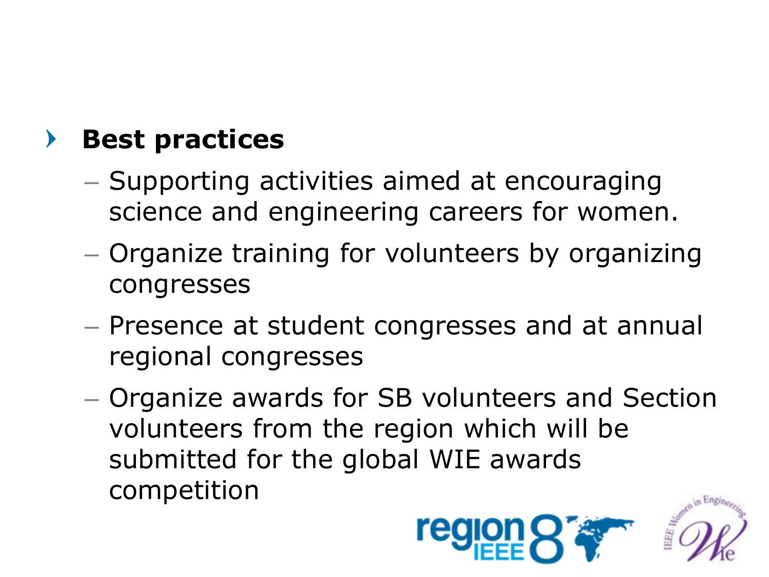- **Best practices**
  - Supporting activities aimed at encouraging science and engineering careers for women.
  - Organize training for volunteers by organizing congresses
  - Presence at student congresses and at annual regional congresses
  - Organize awards for SB volunteers and Section volunteers from the region which will be submitted for the global WIE awards competition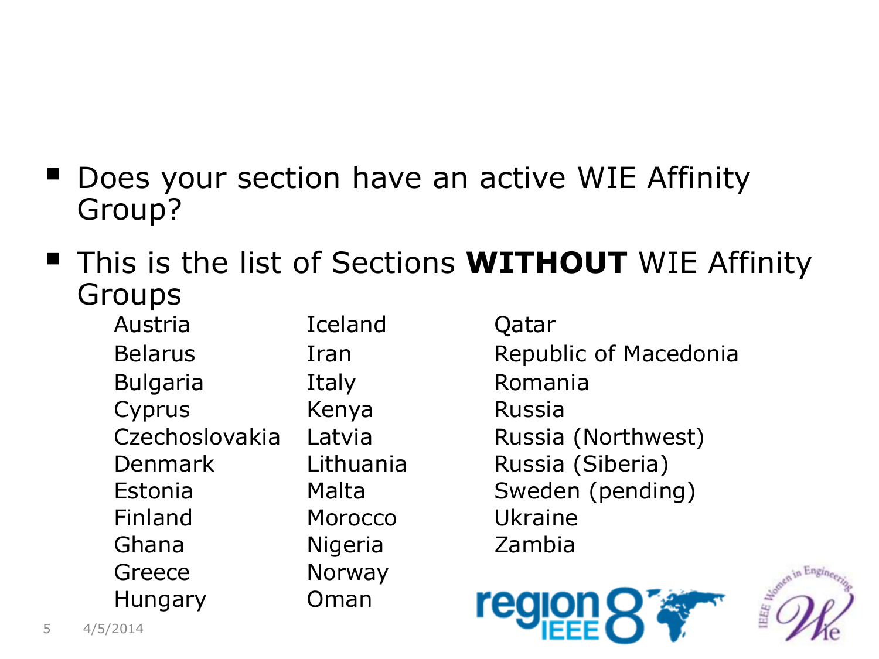- Does your section have an active WIE Affinity Group?
- This is the list of Sections **WITHOUT** WIE Affinity Groups

| | | |
|---|---|---|
| Austria | Iceland | Qatar |
| Belarus | Iran | Republic of Macedonia |
| Bulgaria | Italy | Romania |
| Cyprus | Kenya | Russia |
| Czechoslovakia | Latvia | Russia (Northwest) |
| Denmark | Lithuania | Russia (Siberia) |
| Estonia | Malta | Sweden (pending) |
| Finland | Morocco | Ukraine |
| Ghana | Nigeria | Zambia |
| Greece | Norway | |
| Hungary | Oman | |

4/5/2014